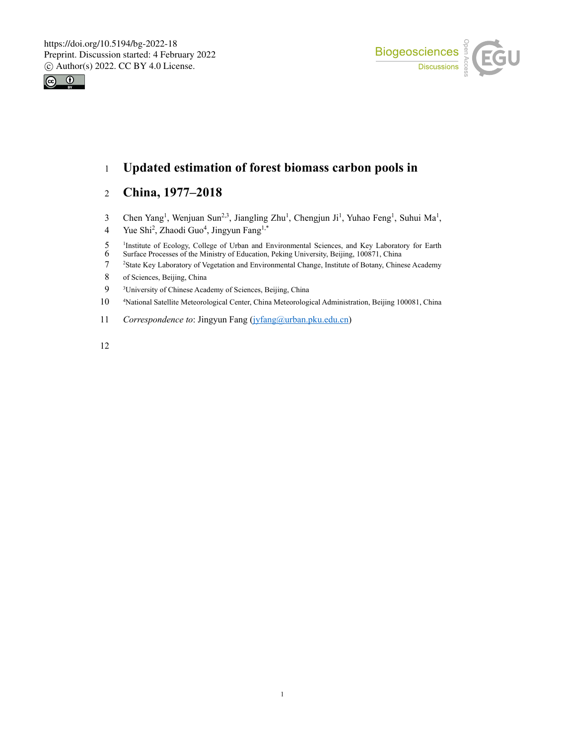# Updated estimation of forest biomass carbon pools in China, 1977–2018

Chen Yang[1], Wenjuan Sun[2,3], Jiangling Zhu[1], Chengjun Ji[1], Yuhao Feng[1], Suhui Ma[1], Yue Shi[2], Zhaodi Guo[4], Jingyun Fang[1,*]

[1]Institute of Ecology, College of Urban and Environmental Sciences, and Key Laboratory for Earth Surface Processes of the Ministry of Education, Peking University, Beijing, 100871, China

[2]State Key Laboratory of Vegetation and Environmental Change, Institute of Botany, Chinese Academy of Sciences, Beijing, China

[3]University of Chinese Academy of Sciences, Beijing, China

[4]National Satellite Meteorological Center, China Meteorological Administration, Beijing 100081, China

*Correspondence to*: Jingyun Fang (jyfang@urban.pku.edu.cn)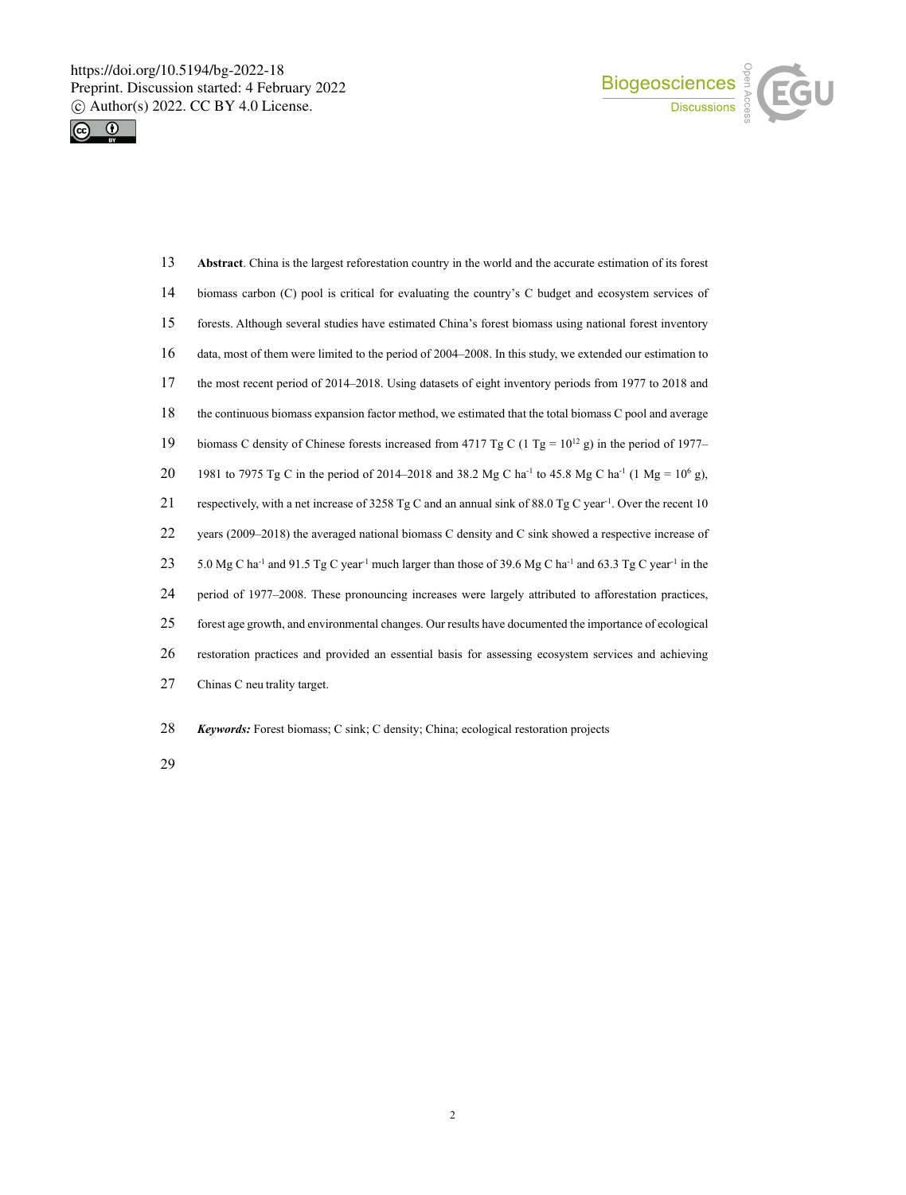**Abstract**. China is the largest reforestation country in the world and the accurate estimation of its forest biomass carbon (C) pool is critical for evaluating the country's C budget and ecosystem services of forests. Although several studies have estimated China's forest biomass using national forest inventory data, most of them were limited to the period of 2004–2008. In this study, we extended our estimation to the most recent period of 2014–2018. Using datasets of eight inventory periods from 1977 to 2018 and the continuous biomass expansion factor method, we estimated that the total biomass C pool and average biomass C density of Chinese forests increased from 4717 Tg C (1 Tg = $10^{12}$ g) in the period of 1977–1981 to 7975 Tg C in the period of 2014–2018 and 38.2 Mg C $ha^{-1}$ to 45.8 Mg C $ha^{-1}$ (1 Mg = $10^{6}$ g), respectively, with a net increase of 3258 Tg C and an annual sink of 88.0 Tg C $year^{-1}$. Over the recent 10 years (2009–2018) the averaged national biomass C density and C sink showed a respective increase of 5.0 Mg C $ha^{-1}$ and 91.5 Tg C $year^{-1}$ much larger than those of 39.6 Mg C $ha^{-1}$ and 63.3 Tg C $year^{-1}$ in the period of 1977–2008. These pronouncing increases were largely attributed to afforestation practices, forest age growth, and environmental changes. Our results have documented the importance of ecological restoration practices and provided an essential basis for assessing ecosystem services and achieving Chinas C neu trality target.

***Keywords:*** Forest biomass; C sink; C density; China; ecological restoration projects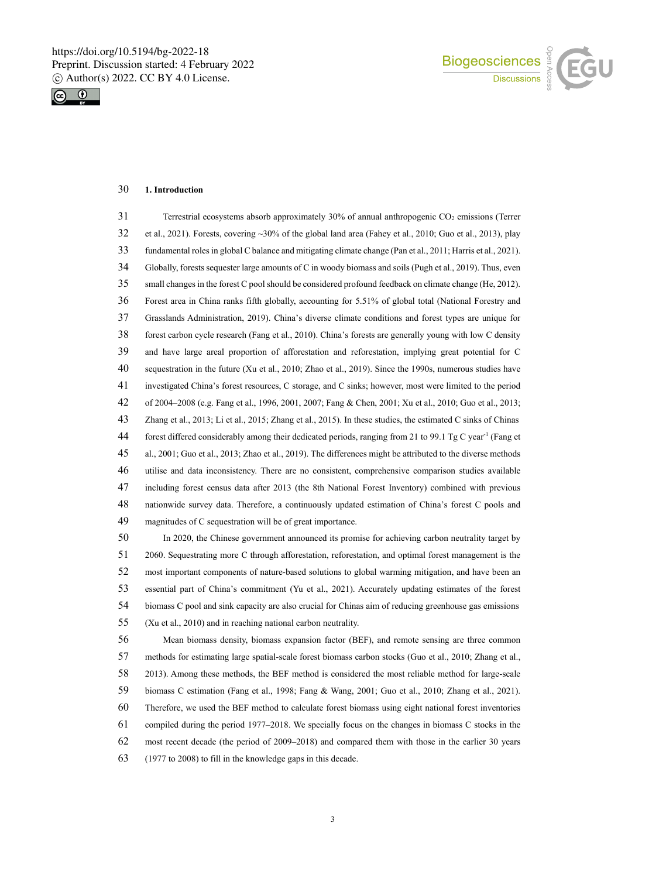## 1. Introduction

Terrestrial ecosystems absorb approximately 30% of annual anthropogenic $CO_2$ emissions (Terrer et al., 2021). Forests, covering ~30% of the global land area (Fahey et al., 2010; Guo et al., 2013), play fundamental roles in global C balance and mitigating climate change (Pan et al., 2011; Harris et al., 2021). Globally, forests sequester large amounts of C in woody biomass and soils (Pugh et al., 2019). Thus, even small changes in the forest C pool should be considered profound feedback on climate change (He, 2012). Forest area in China ranks fifth globally, accounting for 5.51% of global total (National Forestry and Grasslands Administration, 2019). China's diverse climate conditions and forest types are unique for forest carbon cycle research (Fang et al., 2010). China's forests are generally young with low C density and have large areal proportion of afforestation and reforestation, implying great potential for C sequestration in the future (Xu et al., 2010; Zhao et al., 2019). Since the 1990s, numerous studies have investigated China's forest resources, C storage, and C sinks; however, most were limited to the period of 2004–2008 (e.g. Fang et al., 1996, 2001, 2007; Fang & Chen, 2001; Xu et al., 2010; Guo et al., 2013; Zhang et al., 2013; Li et al., 2015; Zhang et al., 2015). In these studies, the estimated C sinks of Chinas forest differed considerably among their dedicated periods, ranging from 21 to 99.1 Tg C year$^{-1}$ (Fang et al., 2001; Guo et al., 2013; Zhao et al., 2019). The differences might be attributed to the diverse methods utilise and data inconsistency. There are no consistent, comprehensive comparison studies available including forest census data after 2013 (the 8th National Forest Inventory) combined with previous nationwide survey data. Therefore, a continuously updated estimation of China's forest C pools and magnitudes of C sequestration will be of great importance.

In 2020, the Chinese government announced its promise for achieving carbon neutrality target by 2060. Sequestrating more C through afforestation, reforestation, and optimal forest management is the most important components of nature-based solutions to global warming mitigation, and have been an essential part of China's commitment (Yu et al., 2021). Accurately updating estimates of the forest biomass C pool and sink capacity are also crucial for Chinas aim of reducing greenhouse gas emissions (Xu et al., 2010) and in reaching national carbon neutrality.

Mean biomass density, biomass expansion factor (BEF), and remote sensing are three common methods for estimating large spatial-scale forest biomass carbon stocks (Guo et al., 2010; Zhang et al., 2013). Among these methods, the BEF method is considered the most reliable method for large-scale biomass C estimation (Fang et al., 1998; Fang & Wang, 2001; Guo et al., 2010; Zhang et al., 2021). Therefore, we used the BEF method to calculate forest biomass using eight national forest inventories compiled during the period 1977–2018. We specially focus on the changes in biomass C stocks in the most recent decade (the period of 2009–2018) and compared them with those in the earlier 30 years (1977 to 2008) to fill in the knowledge gaps in this decade.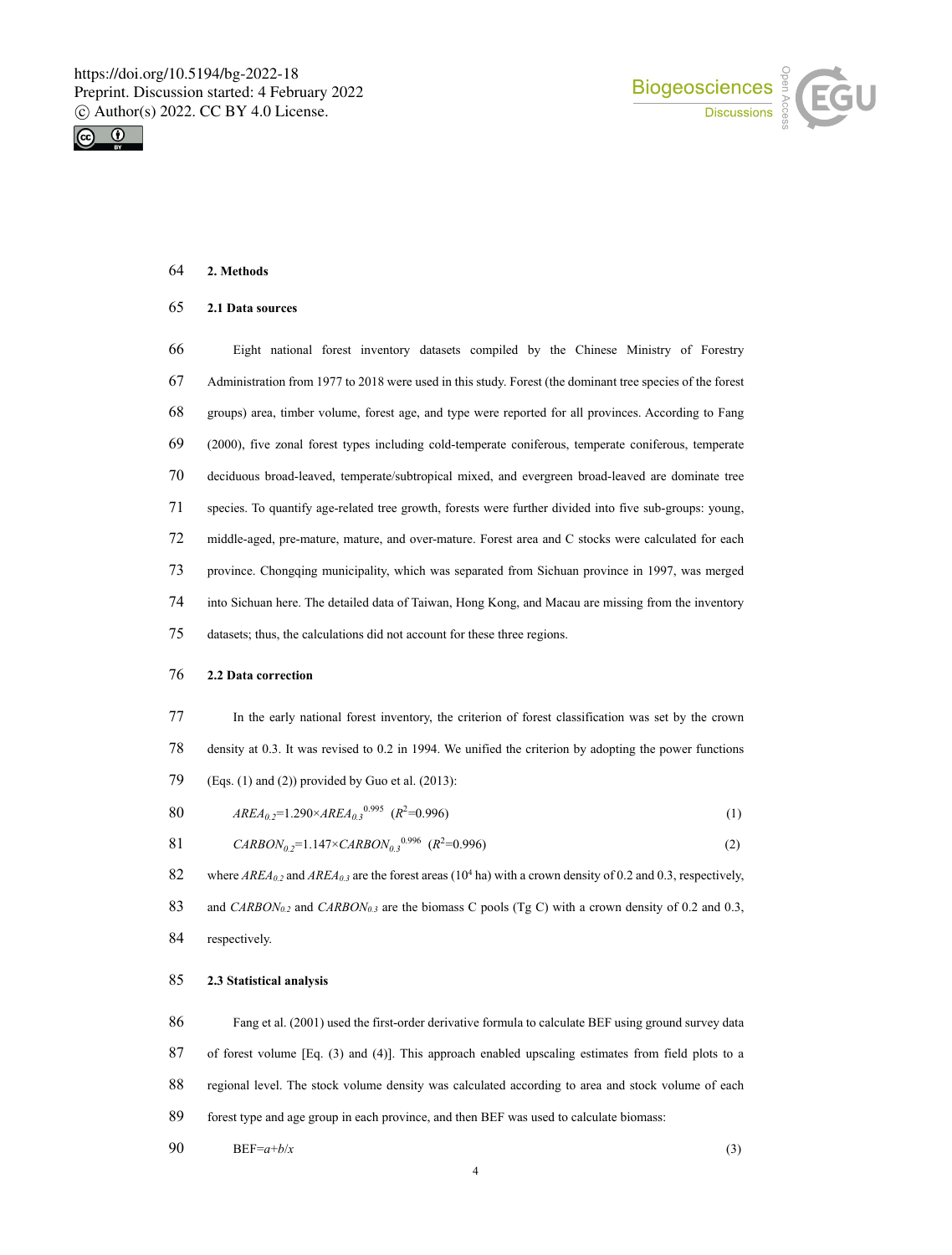## 2. Methods

### 2.1 Data sources

Eight national forest inventory datasets compiled by the Chinese Ministry of Forestry Administration from 1977 to 2018 were used in this study. Forest (the dominant tree species of the forest groups) area, timber volume, forest age, and type were reported for all provinces. According to Fang (2000), five zonal forest types including cold-temperate coniferous, temperate coniferous, temperate deciduous broad-leaved, temperate/subtropical mixed, and evergreen broad-leaved are dominate tree species. To quantify age-related tree growth, forests were further divided into five sub-groups: young, middle-aged, pre-mature, mature, and over-mature. Forest area and C stocks were calculated for each province. Chongqing municipality, which was separated from Sichuan province in 1997, was merged into Sichuan here. The detailed data of Taiwan, Hong Kong, and Macau are missing from the inventory datasets; thus, the calculations did not account for these three regions.

### 2.2 Data correction

In the early national forest inventory, the criterion of forest classification was set by the crown density at 0.3. It was revised to 0.2 in 1994. We unified the criterion by adopting the power functions (Eqs. (1) and (2)) provided by Guo et al. (2013):

$$AREA_{0.2}=1.290\times AREA_{0.3}^{\ 0.995}\ \ (R^2=0.996) \tag{1}$$

$$CARBON_{0.2}=1.147\times CARBON_{0.3}^{\ 0.996}\ \ (R^2=0.996) \tag{2}$$

where $AREA_{0.2}$ and $AREA_{0.3}$ are the forest areas ($10^4$ ha) with a crown density of 0.2 and 0.3, respectively, and $CARBON_{0.2}$ and $CARBON_{0.3}$ are the biomass C pools (Tg C) with a crown density of 0.2 and 0.3, respectively.

### 2.3 Statistical analysis

Fang et al. (2001) used the first-order derivative formula to calculate BEF using ground survey data of forest volume [Eq. (3) and (4)]. This approach enabled upscaling estimates from field plots to a regional level. The stock volume density was calculated according to area and stock volume of each forest type and age group in each province, and then BEF was used to calculate biomass:

$$\mathrm{BEF}=a+b/x \tag{3}$$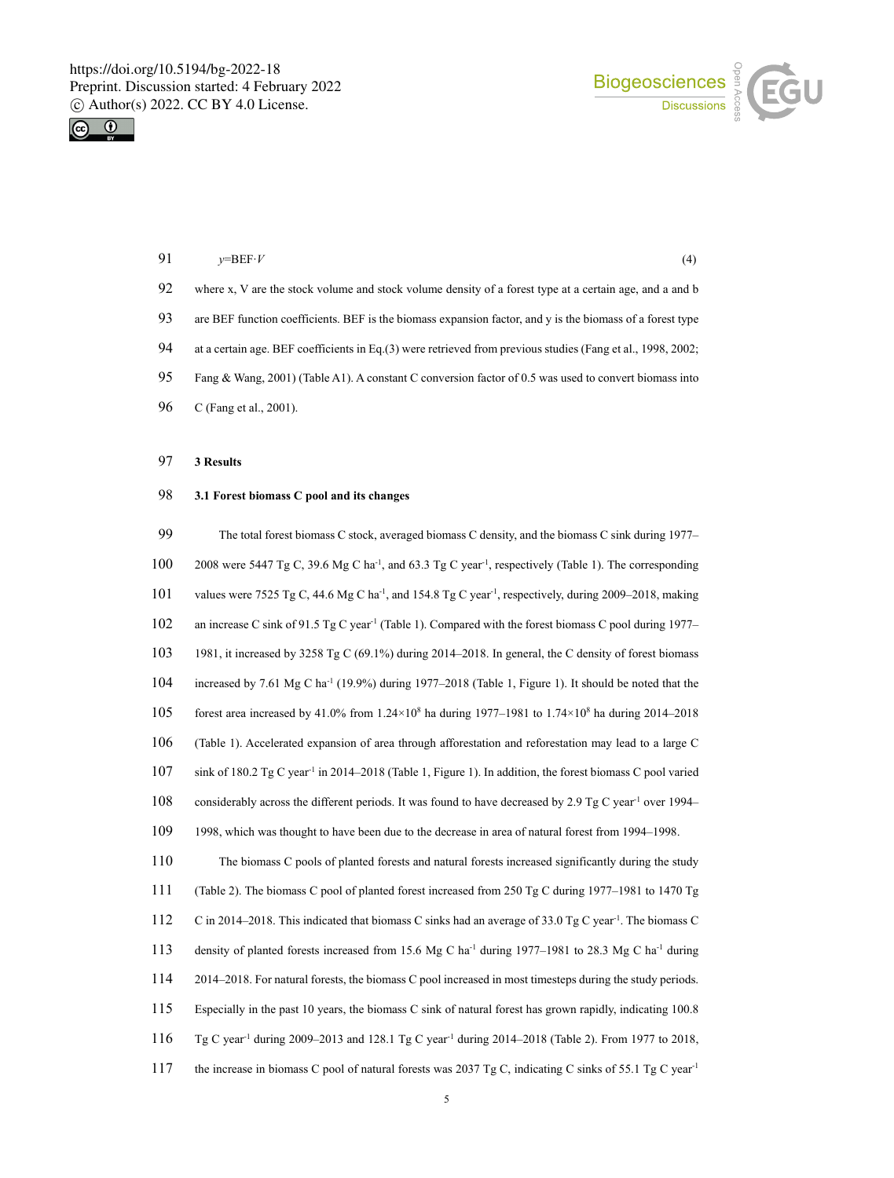$$y = \text{BEF} \cdot V \tag{4}$$

where x, V are the stock volume and stock volume density of a forest type at a certain age, and a and b are BEF function coefficients. BEF is the biomass expansion factor, and y is the biomass of a forest type at a certain age. BEF coefficients in Eq.(3) were retrieved from previous studies (Fang et al., 1998, 2002; Fang & Wang, 2001) (Table A1). A constant C conversion factor of 0.5 was used to convert biomass into C (Fang et al., 2001).

## 3 Results

### 3.1 Forest biomass C pool and its changes

The total forest biomass C stock, averaged biomass C density, and the biomass C sink during 1977–2008 were 5447 Tg C, 39.6 Mg C ha$^{-1}$, and 63.3 Tg C year$^{-1}$, respectively (Table 1). The corresponding values were 7525 Tg C, 44.6 Mg C ha$^{-1}$, and 154.8 Tg C year$^{-1}$, respectively, during 2009–2018, making an increase C sink of 91.5 Tg C year$^{-1}$ (Table 1). Compared with the forest biomass C pool during 1977–1981, it increased by 3258 Tg C (69.1%) during 2014–2018. In general, the C density of forest biomass increased by 7.61 Mg C ha$^{-1}$ (19.9%) during 1977–2018 (Table 1, Figure 1). It should be noted that the forest area increased by 41.0% from $1.24\times10^{8}$ ha during 1977–1981 to $1.74\times10^{8}$ ha during 2014–2018 (Table 1). Accelerated expansion of area through afforestation and reforestation may lead to a large C sink of 180.2 Tg C year$^{-1}$ in 2014–2018 (Table 1, Figure 1). In addition, the forest biomass C pool varied considerably across the different periods. It was found to have decreased by 2.9 Tg C year$^{-1}$ over 1994–1998, which was thought to have been due to the decrease in area of natural forest from 1994–1998.

The biomass C pools of planted forests and natural forests increased significantly during the study (Table 2). The biomass C pool of planted forest increased from 250 Tg C during 1977–1981 to 1470 Tg C in 2014–2018. This indicated that biomass C sinks had an average of 33.0 Tg C year$^{-1}$. The biomass C density of planted forests increased from 15.6 Mg C ha$^{-1}$ during 1977–1981 to 28.3 Mg C ha$^{-1}$ during 2014–2018. For natural forests, the biomass C pool increased in most timesteps during the study periods. Especially in the past 10 years, the biomass C sink of natural forest has grown rapidly, indicating 100.8 Tg C year$^{-1}$ during 2009–2013 and 128.1 Tg C year$^{-1}$ during 2014–2018 (Table 2). From 1977 to 2018, the increase in biomass C pool of natural forests was 2037 Tg C, indicating C sinks of 55.1 Tg C year$^{-1}$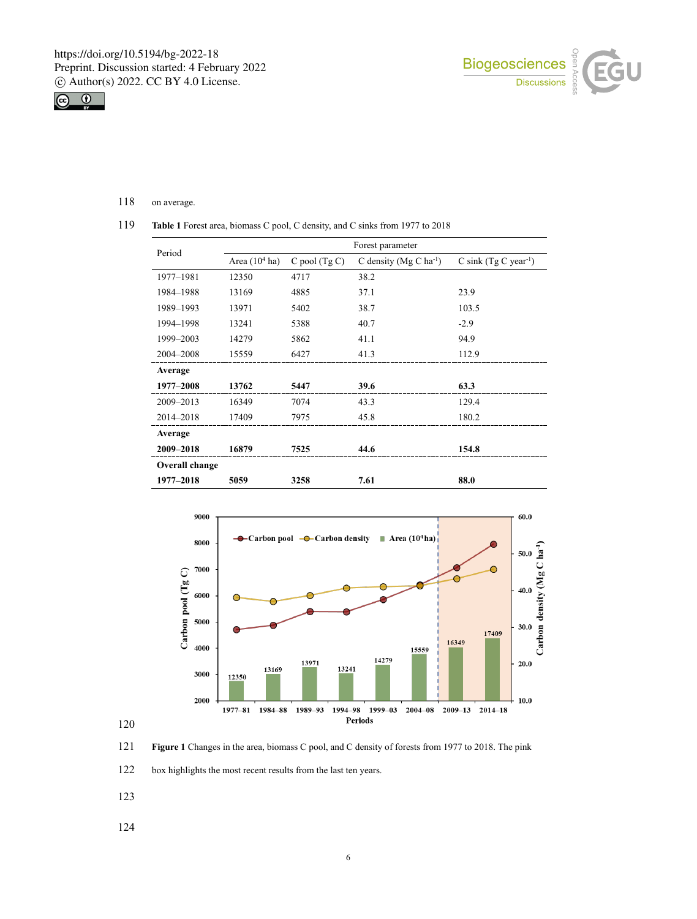on average.

**Table 1** Forest area, biomass C pool, C density, and C sinks from 1977 to 2018

| Period | Forest parameter | | | |
|---|---|---|---|---|
| | Area ($10^4$ ha) | C pool (Tg C) | C density (Mg C ha$^{-1}$) | C sink (Tg C year$^{-1}$) |
| 1977–1981 | 12350 | 4717 | 38.2 | |
| 1984–1988 | 13169 | 4885 | 37.1 | 23.9 |
| 1989–1993 | 13971 | 5402 | 38.7 | 103.5 |
| 1994–1998 | 13241 | 5388 | 40.7 | -2.9 |
| 1999–2003 | 14279 | 5862 | 41.1 | 94.9 |
| 2004–2008 | 15559 | 6427 | 41.3 | 112.9 |
| **Average** | | | | |
| **1977–2008** | **13762** | **5447** | **39.6** | **63.3** |
| 2009–2013 | 16349 | 7074 | 43.3 | 129.4 |
| 2014–2018 | 17409 | 7975 | 45.8 | 180.2 |
| **Average** | | | | |
| **2009–2018** | **16879** | **7525** | **44.6** | **154.8** |
| **Overall change** | | | | |
| **1977–2018** | **5059** | **3258** | **7.61** | **88.0** |

Carbon pool
Carbon density
Area ($10^4$ha)

Carbon pool (Tg C)
9000
8000
7000
6000
5000
4000
3000
2000

Carbon density (Mg C ha$^{-1}$)
60.0
50.0
40.0
30.0
20.0
10.0

12350
13169
13971
13241
14279
15559
16349
17409

1977–81 1984–88 1989–93 1994–98 1999–03 2004–08 2009–13 2014–18
Periods

**Figure 1** Changes in the area, biomass C pool, and C density of forests from 1977 to 2018. The pink box highlights the most recent results from the last ten years.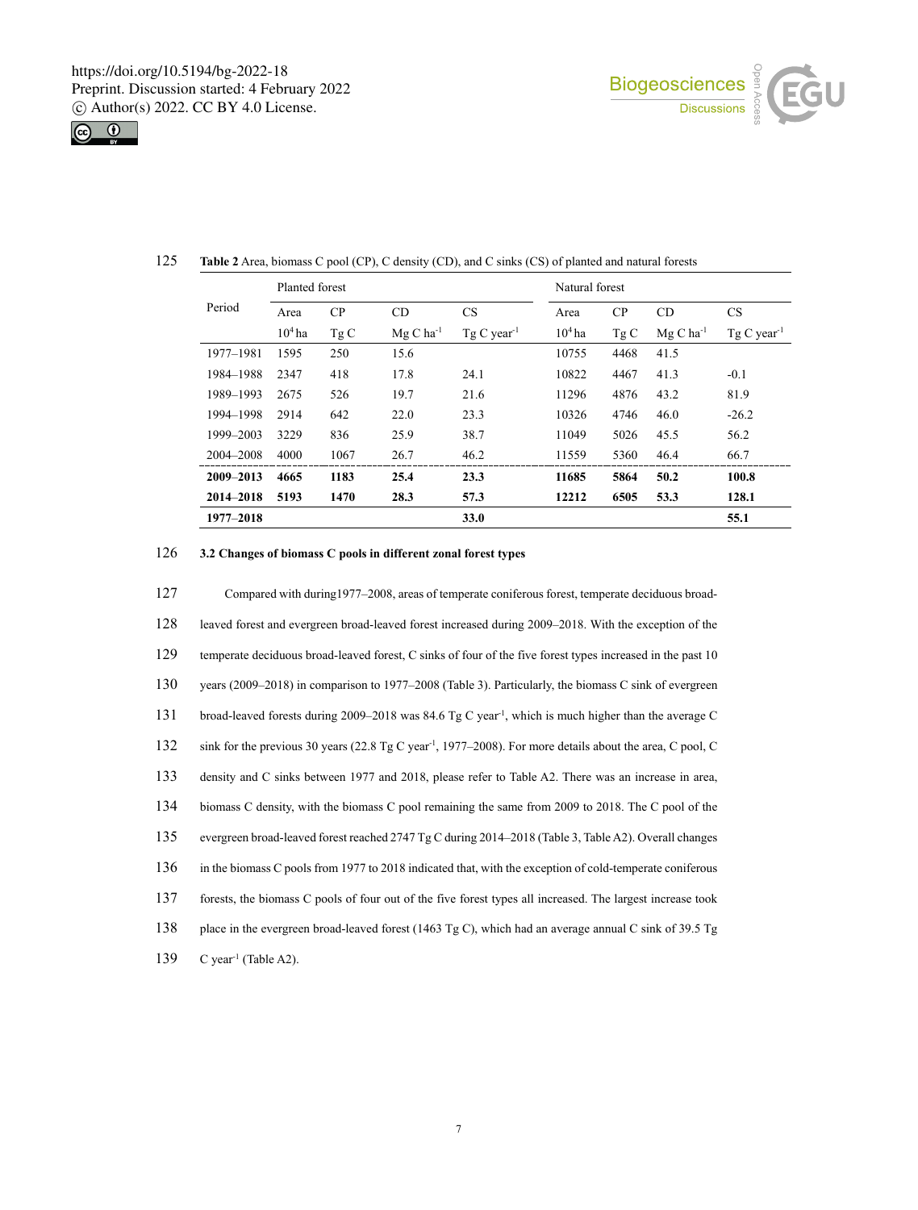Table 2 Area, biomass C pool (CP), C density (CD), and C sinks (CS) of planted and natural forests

| Period | Planted forest | | | | Natural forest | | | |
|---|---|---|---|---|---|---|---|---|
| | Area | CP | CD | CS | Area | CP | CD | CS |
| | $10^4$ ha | Tg C | Mg C ha$^{-1}$ | Tg C year$^{-1}$ | $10^4$ ha | Tg C | Mg C ha$^{-1}$ | Tg C year$^{-1}$ |
| 1977–1981 | 1595 | 250 | 15.6 | | 10755 | 4468 | 41.5 | |
| 1984–1988 | 2347 | 418 | 17.8 | 24.1 | 10822 | 4467 | 41.3 | -0.1 |
| 1989–1993 | 2675 | 526 | 19.7 | 21.6 | 11296 | 4876 | 43.2 | 81.9 |
| 1994–1998 | 2914 | 642 | 22.0 | 23.3 | 10326 | 4746 | 46.0 | -26.2 |
| 1999–2003 | 3229 | 836 | 25.9 | 38.7 | 11049 | 5026 | 45.5 | 56.2 |
| 2004–2008 | 4000 | 1067 | 26.7 | 46.2 | 11559 | 5360 | 46.4 | 66.7 |
| **2009–2013** | **4665** | **1183** | **25.4** | **23.3** | **11685** | **5864** | **50.2** | **100.8** |
| **2014–2018** | **5193** | **1470** | **28.3** | **57.3** | **12212** | **6505** | **53.3** | **128.1** |
| **1977–2018** | | | | **33.0** | | | | **55.1** |

### 3.2 Changes of biomass C pools in different zonal forest types

Compared with during1977–2008, areas of temperate coniferous forest, temperate deciduous broad-leaved forest and evergreen broad-leaved forest increased during 2009–2018. With the exception of the temperate deciduous broad-leaved forest, C sinks of four of the five forest types increased in the past 10 years (2009–2018) in comparison to 1977–2008 (Table 3). Particularly, the biomass C sink of evergreen broad-leaved forests during 2009–2018 was 84.6 Tg C year$^{-1}$, which is much higher than the average C sink for the previous 30 years (22.8 Tg C year$^{-1}$, 1977–2008). For more details about the area, C pool, C density and C sinks between 1977 and 2018, please refer to Table A2. There was an increase in area, biomass C density, with the biomass C pool remaining the same from 2009 to 2018. The C pool of the evergreen broad-leaved forest reached 2747 Tg C during 2014–2018 (Table 3, Table A2). Overall changes in the biomass C pools from 1977 to 2018 indicated that, with the exception of cold-temperate coniferous forests, the biomass C pools of four out of the five forest types all increased. The largest increase took place in the evergreen broad-leaved forest (1463 Tg C), which had an average annual C sink of 39.5 Tg C year$^{-1}$ (Table A2).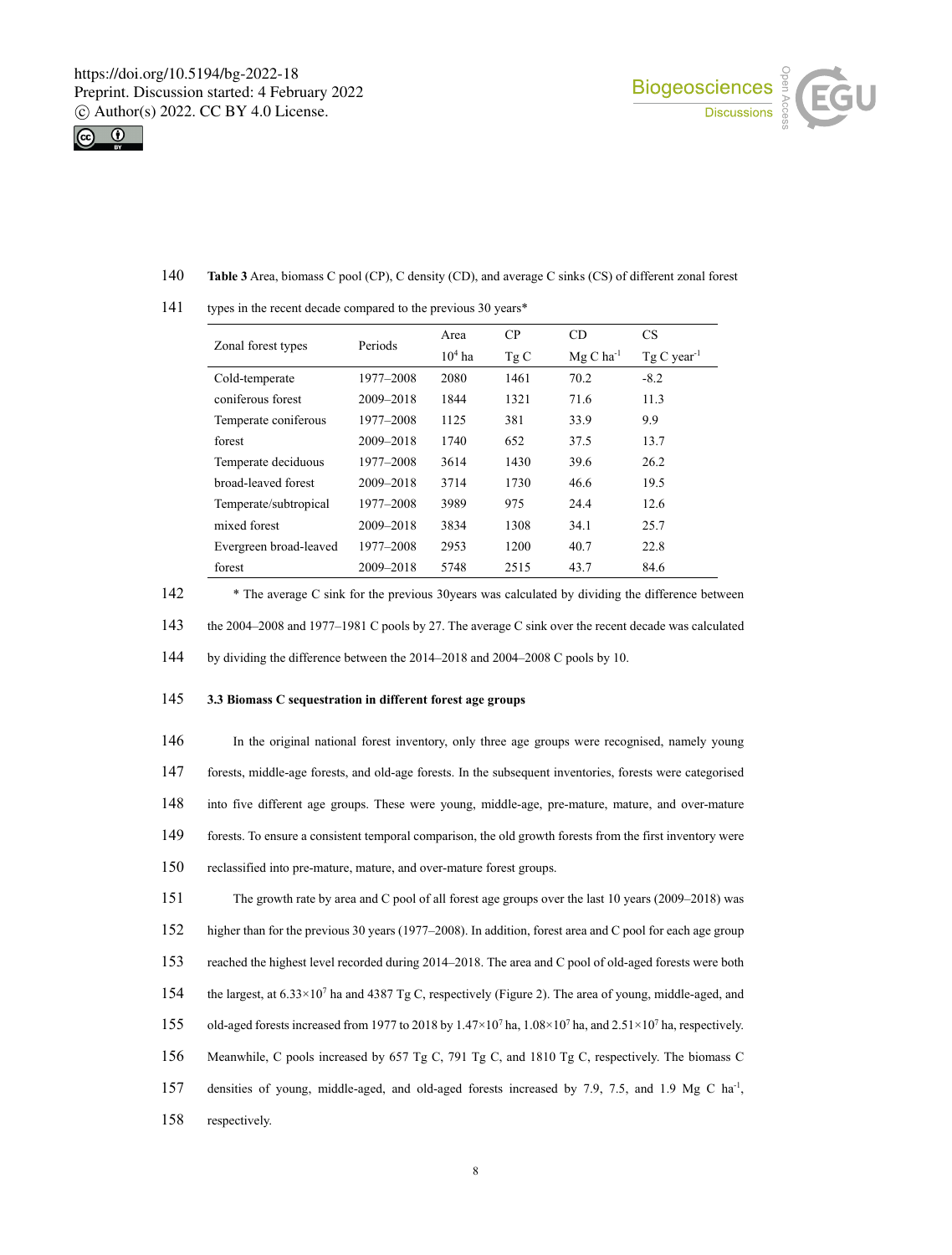**Table 3** Area, biomass C pool (CP), C density (CD), and average C sinks (CS) of different zonal forest types in the recent decade compared to the previous 30 years*

| Zonal forest types | Periods | Area<br>$10^4$ ha | CP<br>Tg C | CD<br>Mg C ha$^{-1}$ | CS<br>Tg C year$^{-1}$ |
|---|---|---|---|---|---|
| Cold-temperate | 1977–2008 | 2080 | 1461 | 70.2 | -8.2 |
| coniferous forest | 2009–2018 | 1844 | 1321 | 71.6 | 11.3 |
| Temperate coniferous | 1977–2008 | 1125 | 381 | 33.9 | 9.9 |
| forest | 2009–2018 | 1740 | 652 | 37.5 | 13.7 |
| Temperate deciduous | 1977–2008 | 3614 | 1430 | 39.6 | 26.2 |
| broad-leaved forest | 2009–2018 | 3714 | 1730 | 46.6 | 19.5 |
| Temperate/subtropical | 1977–2008 | 3989 | 975 | 24.4 | 12.6 |
| mixed forest | 2009–2018 | 3834 | 1308 | 34.1 | 25.7 |
| Evergreen broad-leaved | 1977–2008 | 2953 | 1200 | 40.7 | 22.8 |
| forest | 2009–2018 | 5748 | 2515 | 43.7 | 84.6 |

\* The average C sink for the previous 30years was calculated by dividing the difference between the 2004–2008 and 1977–1981 C pools by 27. The average C sink over the recent decade was calculated by dividing the difference between the 2014–2018 and 2004–2008 C pools by 10.

### 3.3 Biomass C sequestration in different forest age groups

In the original national forest inventory, only three age groups were recognised, namely young forests, middle-age forests, and old-age forests. In the subsequent inventories, forests were categorised into five different age groups. These were young, middle-age, pre-mature, mature, and over-mature forests. To ensure a consistent temporal comparison, the old growth forests from the first inventory were reclassified into pre-mature, mature, and over-mature forest groups.

The growth rate by area and C pool of all forest age groups over the last 10 years (2009–2018) was higher than for the previous 30 years (1977–2008). In addition, forest area and C pool for each age group reached the highest level recorded during 2014–2018. The area and C pool of old-aged forests were both the largest, at $6.33\times10^{7}$ ha and 4387 Tg C, respectively (Figure 2). The area of young, middle-aged, and old-aged forests increased from 1977 to 2018 by $1.47\times10^{7}$ ha, $1.08\times10^{7}$ ha, and $2.51\times10^{7}$ ha, respectively. Meanwhile, C pools increased by 657 Tg C, 791 Tg C, and 1810 Tg C, respectively. The biomass C densities of young, middle-aged, and old-aged forests increased by 7.9, 7.5, and 1.9 Mg C ha$^{-1}$, respectively.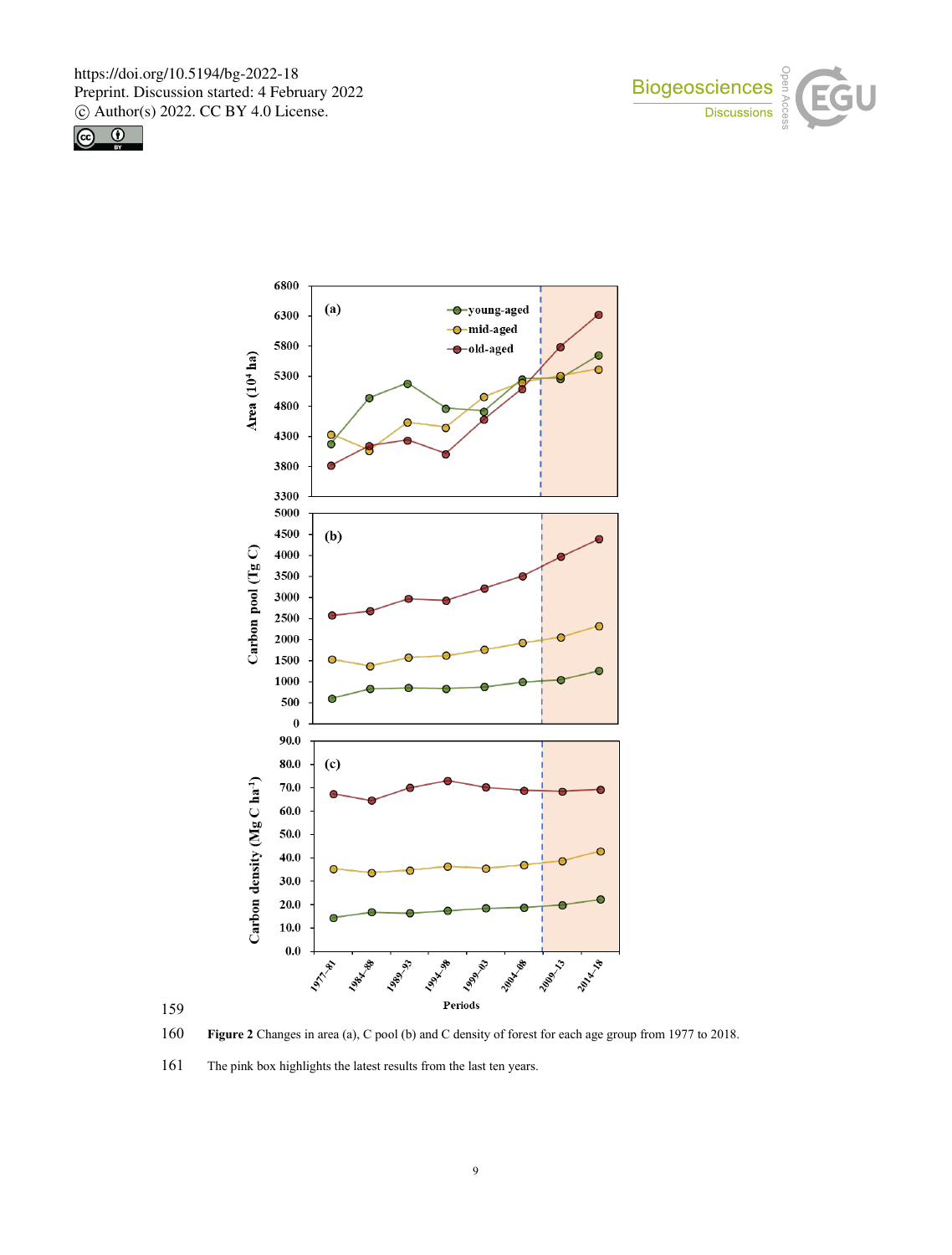(a)

young-aged

mid-aged

old-aged

Area ($10^4$ ha)

6800
6300
5800
5300
4800
4300
3800
3300

(b)

Carbon pool (Tg C)

5000
4500
4000
3500
3000
2500
2000
1500
1000
500
0

(c)

Carbon density (Mg C ha$^{-1}$)

90.0
80.0
70.0
60.0
50.0
40.0
30.0
20.0
10.0
0.0

1977–81
1984–88
1989–93
1994–98
1999–03
2004–08
2009–13
2014–18

Periods

**Figure 2** Changes in area (a), C pool (b) and C density of forest for each age group from 1977 to 2018. The pink box highlights the latest results from the last ten years.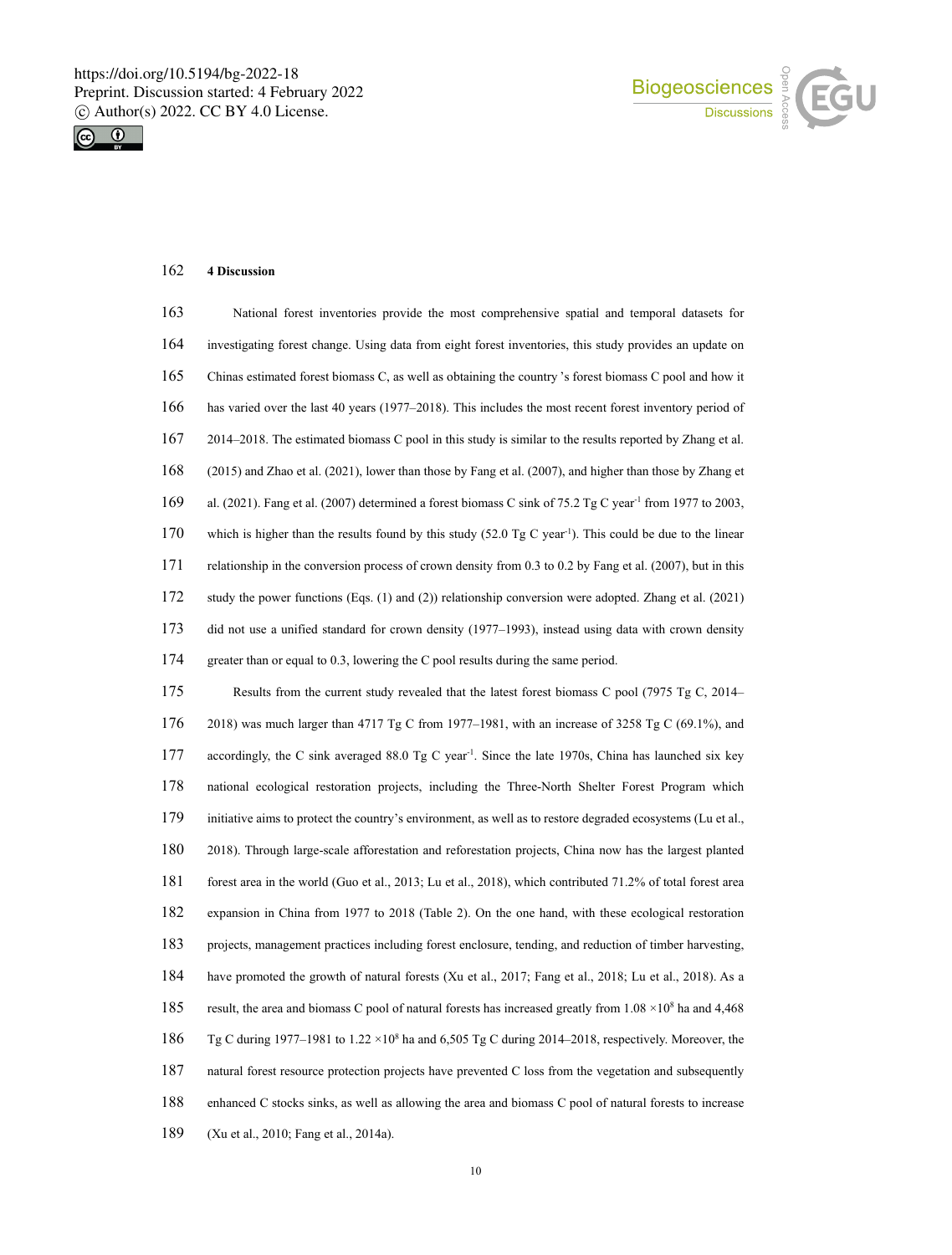## 4 Discussion

National forest inventories provide the most comprehensive spatial and temporal datasets for investigating forest change. Using data from eight forest inventories, this study provides an update on Chinas estimated forest biomass C, as well as obtaining the country 's forest biomass C pool and how it has varied over the last 40 years (1977–2018). This includes the most recent forest inventory period of 2014–2018. The estimated biomass C pool in this study is similar to the results reported by Zhang et al. (2015) and Zhao et al. (2021), lower than those by Fang et al. (2007), and higher than those by Zhang et al. (2021). Fang et al. (2007) determined a forest biomass C sink of 75.2 Tg C year$^{-1}$ from 1977 to 2003, which is higher than the results found by this study (52.0 Tg C year$^{-1}$). This could be due to the linear relationship in the conversion process of crown density from 0.3 to 0.2 by Fang et al. (2007), but in this study the power functions (Eqs. (1) and (2)) relationship conversion were adopted. Zhang et al. (2021) did not use a unified standard for crown density (1977–1993), instead using data with crown density greater than or equal to 0.3, lowering the C pool results during the same period.

Results from the current study revealed that the latest forest biomass C pool (7975 Tg C, 2014–2018) was much larger than 4717 Tg C from 1977–1981, with an increase of 3258 Tg C (69.1%), and accordingly, the C sink averaged 88.0 Tg C year$^{-1}$. Since the late 1970s, China has launched six key national ecological restoration projects, including the Three-North Shelter Forest Program which initiative aims to protect the country's environment, as well as to restore degraded ecosystems (Lu et al., 2018). Through large-scale afforestation and reforestation projects, China now has the largest planted forest area in the world (Guo et al., 2013; Lu et al., 2018), which contributed 71.2% of total forest area expansion in China from 1977 to 2018 (Table 2). On the one hand, with these ecological restoration projects, management practices including forest enclosure, tending, and reduction of timber harvesting, have promoted the growth of natural forests (Xu et al., 2017; Fang et al., 2018; Lu et al., 2018). As a result, the area and biomass C pool of natural forests has increased greatly from 1.08 $\times 10^8$ ha and 4,468 Tg C during 1977–1981 to 1.22 $\times 10^8$ ha and 6,505 Tg C during 2014–2018, respectively. Moreover, the natural forest resource protection projects have prevented C loss from the vegetation and subsequently enhanced C stocks sinks, as well as allowing the area and biomass C pool of natural forests to increase (Xu et al., 2010; Fang et al., 2014a).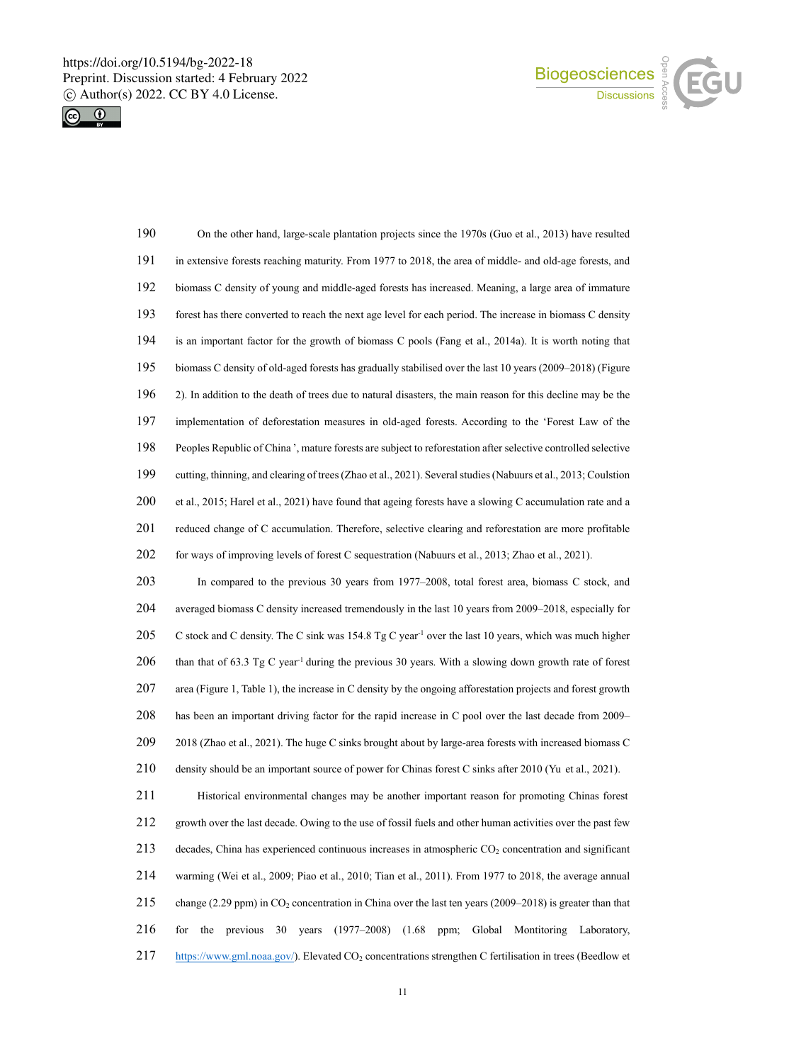On the other hand, large-scale plantation projects since the 1970s (Guo et al., 2013) have resulted in extensive forests reaching maturity. From 1977 to 2018, the area of middle- and old-age forests, and biomass C density of young and middle-aged forests has increased. Meaning, a large area of immature forest has there converted to reach the next age level for each period. The increase in biomass C density is an important factor for the growth of biomass C pools (Fang et al., 2014a). It is worth noting that biomass C density of old-aged forests has gradually stabilised over the last 10 years (2009–2018) (Figure 2). In addition to the death of trees due to natural disasters, the main reason for this decline may be the implementation of deforestation measures in old-aged forests. According to the 'Forest Law of the Peoples Republic of China ', mature forests are subject to reforestation after selective controlled selective cutting, thinning, and clearing of trees (Zhao et al., 2021). Several studies (Nabuurs et al., 2013; Coulstion et al., 2015; Harel et al., 2021) have found that ageing forests have a slowing C accumulation rate and a reduced change of C accumulation. Therefore, selective clearing and reforestation are more profitable for ways of improving levels of forest C sequestration (Nabuurs et al., 2013; Zhao et al., 2021).

In compared to the previous 30 years from 1977–2008, total forest area, biomass C stock, and averaged biomass C density increased tremendously in the last 10 years from 2009–2018, especially for C stock and C density. The C sink was 154.8 Tg C year$^{-1}$ over the last 10 years, which was much higher than that of 63.3 Tg C year$^{-1}$ during the previous 30 years. With a slowing down growth rate of forest area (Figure 1, Table 1), the increase in C density by the ongoing afforestation projects and forest growth has been an important driving factor for the rapid increase in C pool over the last decade from 2009–2018 (Zhao et al., 2021). The huge C sinks brought about by large-area forests with increased biomass C density should be an important source of power for Chinas forest C sinks after 2010 (Yu et al., 2021).

Historical environmental changes may be another important reason for promoting Chinas forest growth over the last decade. Owing to the use of fossil fuels and other human activities over the past few decades, China has experienced continuous increases in atmospheric $CO_2$ concentration and significant warming (Wei et al., 2009; Piao et al., 2010; Tian et al., 2011). From 1977 to 2018, the average annual change (2.29 ppm) in $CO_2$ concentration in China over the last ten years (2009–2018) is greater than that for the previous 30 years (1977–2008) (1.68 ppm; Global Montitoring Laboratory, https://www.gml.noaa.gov/). Elevated $CO_2$ concentrations strengthen C fertilisation in trees (Beedlow et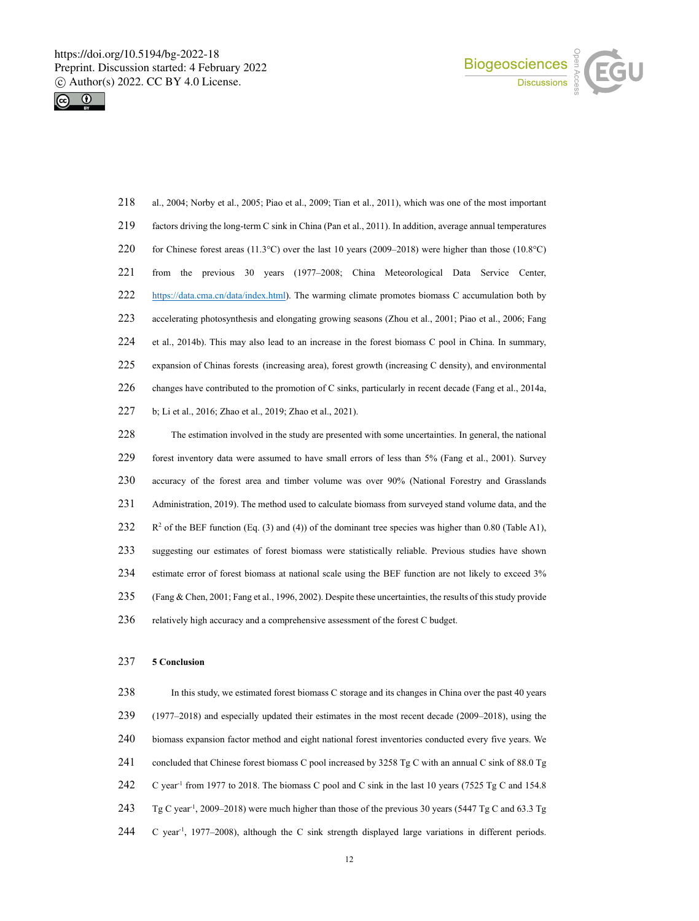al., 2004; Norby et al., 2005; Piao et al., 2009; Tian et al., 2011), which was one of the most important factors driving the long-term C sink in China (Pan et al., 2011). In addition, average annual temperatures for Chinese forest areas (11.3°C) over the last 10 years (2009–2018) were higher than those (10.8°C) from the previous 30 years (1977–2008; China Meteorological Data Service Center, https://data.cma.cn/data/index.html). The warming climate promotes biomass C accumulation both by accelerating photosynthesis and elongating growing seasons (Zhou et al., 2001; Piao et al., 2006; Fang et al., 2014b). This may also lead to an increase in the forest biomass C pool in China. In summary, expansion of Chinas forests (increasing area), forest growth (increasing C density), and environmental changes have contributed to the promotion of C sinks, particularly in recent decade (Fang et al., 2014a, b; Li et al., 2016; Zhao et al., 2019; Zhao et al., 2021).

The estimation involved in the study are presented with some uncertainties. In general, the national forest inventory data were assumed to have small errors of less than 5% (Fang et al., 2001). Survey accuracy of the forest area and timber volume was over 90% (National Forestry and Grasslands Administration, 2019). The method used to calculate biomass from surveyed stand volume data, and the $R^2$ of the BEF function (Eq. (3) and (4)) of the dominant tree species was higher than 0.80 (Table A1), suggesting our estimates of forest biomass were statistically reliable. Previous studies have shown estimate error of forest biomass at national scale using the BEF function are not likely to exceed 3% (Fang & Chen, 2001; Fang et al., 1996, 2002). Despite these uncertainties, the results of this study provide relatively high accuracy and a comprehensive assessment of the forest C budget.

## 5 Conclusion

In this study, we estimated forest biomass C storage and its changes in China over the past 40 years (1977–2018) and especially updated their estimates in the most recent decade (2009–2018), using the biomass expansion factor method and eight national forest inventories conducted every five years. We concluded that Chinese forest biomass C pool increased by 3258 Tg C with an annual C sink of 88.0 Tg C year$^{-1}$ from 1977 to 2018. The biomass C pool and C sink in the last 10 years (7525 Tg C and 154.8 Tg C year$^{-1}$, 2009–2018) were much higher than those of the previous 30 years (5447 Tg C and 63.3 Tg C year$^{-1}$, 1977–2008), although the C sink strength displayed large variations in different periods.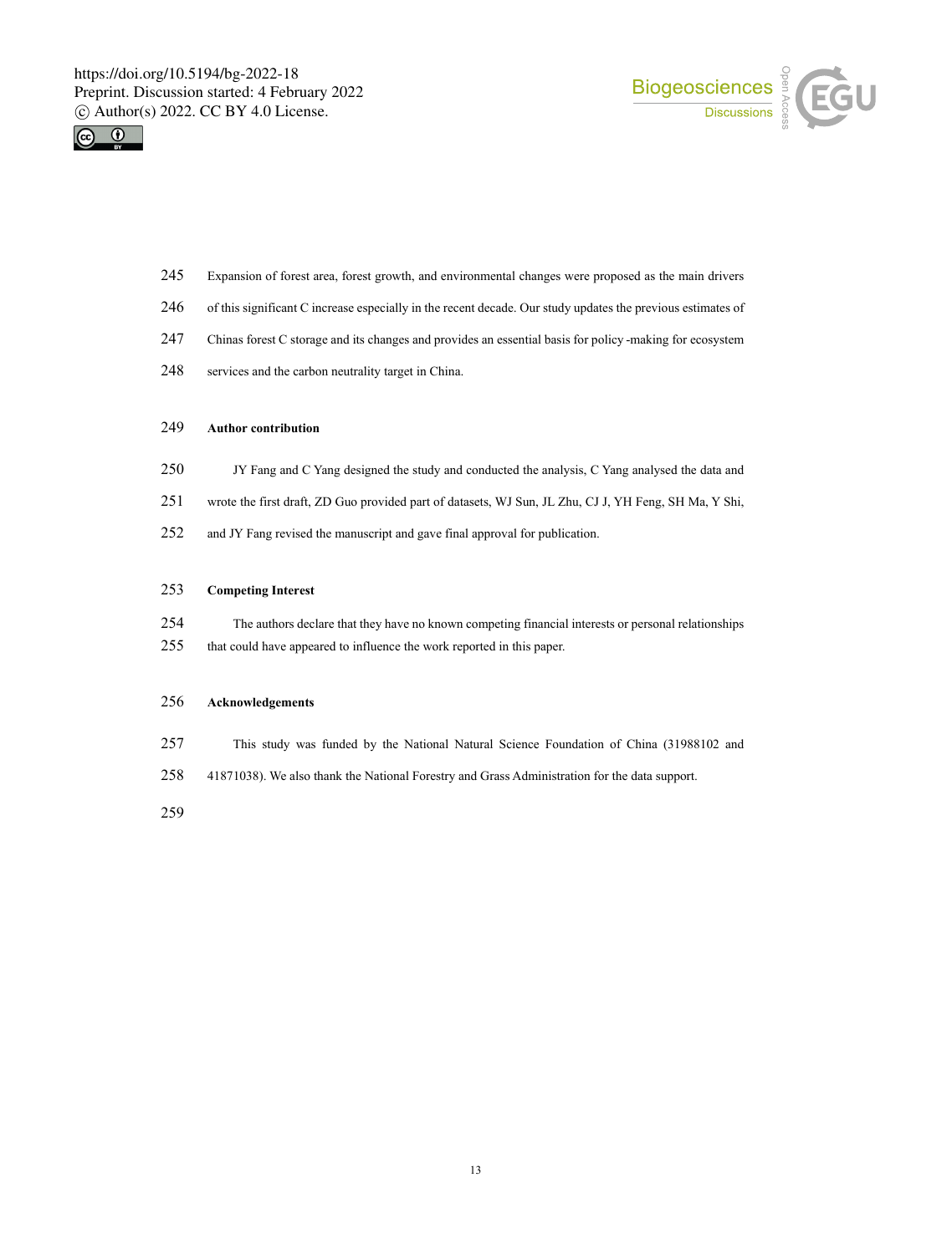Expansion of forest area, forest growth, and environmental changes were proposed as the main drivers of this significant C increase especially in the recent decade. Our study updates the previous estimates of Chinas forest C storage and its changes and provides an essential basis for policy -making for ecosystem services and the carbon neutrality target in China.

## Author contribution

JY Fang and C Yang designed the study and conducted the analysis, C Yang analysed the data and wrote the first draft, ZD Guo provided part of datasets, WJ Sun, JL Zhu, CJ J, YH Feng, SH Ma, Y Shi, and JY Fang revised the manuscript and gave final approval for publication.

## Competing Interest

The authors declare that they have no known competing financial interests or personal relationships that could have appeared to influence the work reported in this paper.

## Acknowledgements

This study was funded by the National Natural Science Foundation of China (31988102 and 41871038). We also thank the National Forestry and Grass Administration for the data support.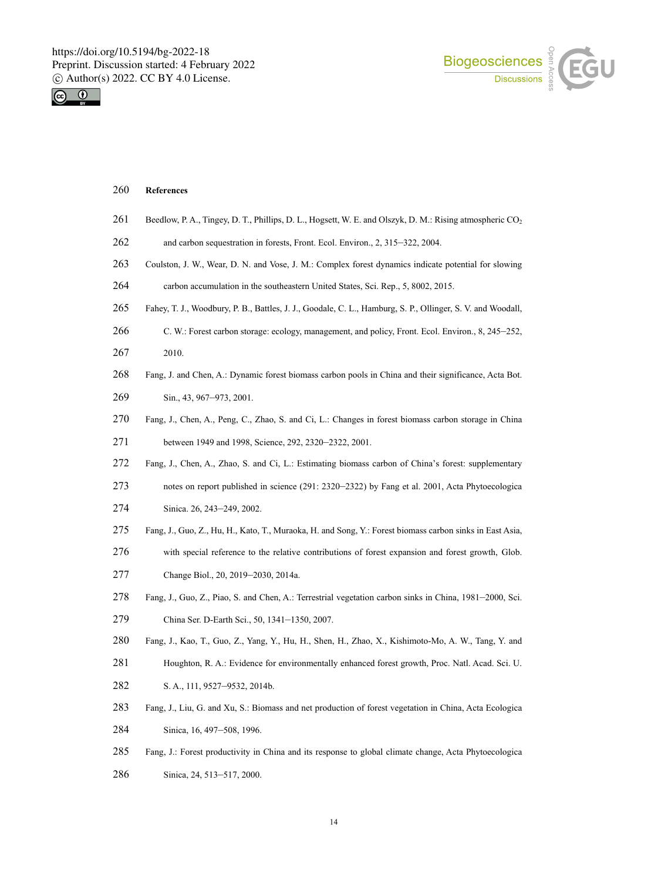## References

Beedlow, P. A., Tingey, D. T., Phillips, D. L., Hogsett, W. E. and Olszyk, D. M.: Rising atmospheric $CO_2$ and carbon sequestration in forests, Front. Ecol. Environ., 2, 315–322, 2004.

Coulston, J. W., Wear, D. N. and Vose, J. M.: Complex forest dynamics indicate potential for slowing carbon accumulation in the southeastern United States, Sci. Rep., 5, 8002, 2015.

Fahey, T. J., Woodbury, P. B., Battles, J. J., Goodale, C. L., Hamburg, S. P., Ollinger, S. V. and Woodall, C. W.: Forest carbon storage: ecology, management, and policy, Front. Ecol. Environ., 8, 245–252, 2010.

Fang, J. and Chen, A.: Dynamic forest biomass carbon pools in China and their significance, Acta Bot. Sin., 43, 967–973, 2001.

Fang, J., Chen, A., Peng, C., Zhao, S. and Ci, L.: Changes in forest biomass carbon storage in China between 1949 and 1998, Science, 292, 2320–2322, 2001.

Fang, J., Chen, A., Zhao, S. and Ci, L.: Estimating biomass carbon of China's forest: supplementary notes on report published in science (291: 2320–2322) by Fang et al. 2001, Acta Phytoecologica Sinica. 26, 243–249, 2002.

Fang, J., Guo, Z., Hu, H., Kato, T., Muraoka, H. and Song, Y.: Forest biomass carbon sinks in East Asia, with special reference to the relative contributions of forest expansion and forest growth, Glob. Change Biol., 20, 2019–2030, 2014a.

Fang, J., Guo, Z., Piao, S. and Chen, A.: Terrestrial vegetation carbon sinks in China, 1981–2000, Sci. China Ser. D-Earth Sci., 50, 1341–1350, 2007.

Fang, J., Kao, T., Guo, Z., Yang, Y., Hu, H., Shen, H., Zhao, X., Kishimoto-Mo, A. W., Tang, Y. and Houghton, R. A.: Evidence for environmentally enhanced forest growth, Proc. Natl. Acad. Sci. U. S. A., 111, 9527–9532, 2014b.

Fang, J., Liu, G. and Xu, S.: Biomass and net production of forest vegetation in China, Acta Ecologica Sinica, 16, 497–508, 1996.

Fang, J.: Forest productivity in China and its response to global climate change, Acta Phytoecologica Sinica, 24, 513–517, 2000.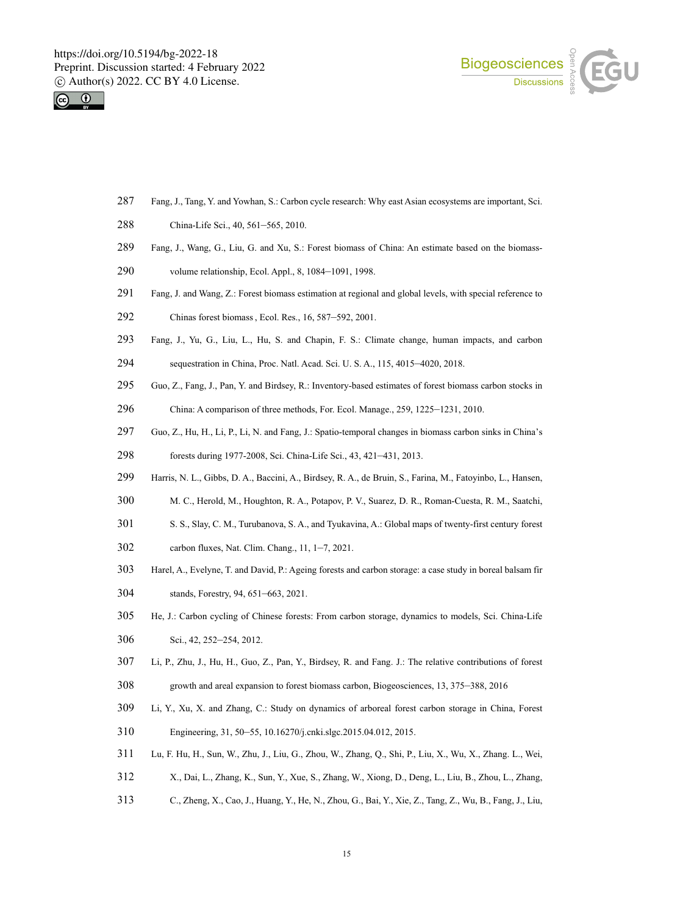287 Fang, J., Tang, Y. and Yowhan, S.: Carbon cycle research: Why east Asian ecosystems are important, Sci.
288 China-Life Sci., 40, 561–565, 2010.
289 Fang, J., Wang, G., Liu, G. and Xu, S.: Forest biomass of China: An estimate based on the biomass-
290 volume relationship, Ecol. Appl., 8, 1084–1091, 1998.
291 Fang, J. and Wang, Z.: Forest biomass estimation at regional and global levels, with special reference to
292 Chinas forest biomass , Ecol. Res., 16, 587–592, 2001.
293 Fang, J., Yu, G., Liu, L., Hu, S. and Chapin, F. S.: Climate change, human impacts, and carbon
294 sequestration in China, Proc. Natl. Acad. Sci. U. S. A., 115, 4015–4020, 2018.
295 Guo, Z., Fang, J., Pan, Y. and Birdsey, R.: Inventory-based estimates of forest biomass carbon stocks in
296 China: A comparison of three methods, For. Ecol. Manage., 259, 1225–1231, 2010.
297 Guo, Z., Hu, H., Li, P., Li, N. and Fang, J.: Spatio-temporal changes in biomass carbon sinks in China's
298 forests during 1977-2008, Sci. China-Life Sci., 43, 421–431, 2013.
299 Harris, N. L., Gibbs, D. A., Baccini, A., Birdsey, R. A., de Bruin, S., Farina, M., Fatoyinbo, L., Hansen,
300 M. C., Herold, M., Houghton, R. A., Potapov, P. V., Suarez, D. R., Roman-Cuesta, R. M., Saatchi,
301 S. S., Slay, C. M., Turubanova, S. A., and Tyukavina, A.: Global maps of twenty-first century forest
302 carbon fluxes, Nat. Clim. Chang., 11, 1–7, 2021.
303 Harel, A., Evelyne, T. and David, P.: Ageing forests and carbon storage: a case study in boreal balsam fir
304 stands, Forestry, 94, 651–663, 2021.
305 He, J.: Carbon cycling of Chinese forests: From carbon storage, dynamics to models, Sci. China-Life
306 Sci., 42, 252–254, 2012.
307 Li, P., Zhu, J., Hu, H., Guo, Z., Pan, Y., Birdsey, R. and Fang. J.: The relative contributions of forest
308 growth and areal expansion to forest biomass carbon, Biogeosciences, 13, 375–388, 2016
309 Li, Y., Xu, X. and Zhang, C.: Study on dynamics of arboreal forest carbon storage in China, Forest
310 Engineering, 31, 50–55, 10.16270/j.cnki.slgc.2015.04.012, 2015.
311 Lu, F. Hu, H., Sun, W., Zhu, J., Liu, G., Zhou, W., Zhang, Q., Shi, P., Liu, X., Wu, X., Zhang. L., Wei,
312 X., Dai, L., Zhang, K., Sun, Y., Xue, S., Zhang, W., Xiong, D., Deng, L., Liu, B., Zhou, L., Zhang,
313 C., Zheng, X., Cao, J., Huang, Y., He, N., Zhou, G., Bai, Y., Xie, Z., Tang, Z., Wu, B., Fang, J., Liu,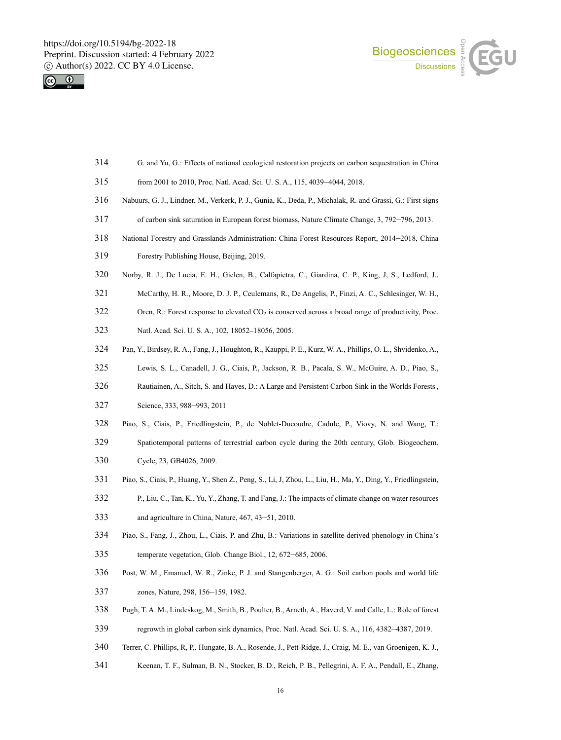G. and Yu, G.: Effects of national ecological restoration projects on carbon sequestration in China from 2001 to 2010, Proc. Natl. Acad. Sci. U. S. A., 115, 4039–4044, 2018.

Nabuurs, G. J., Lindner, M., Verkerk, P. J., Gunia, K., Deda, P., Michalak, R. and Grassi, G.: First signs of carbon sink saturation in European forest biomass, Nature Climate Change, 3, 792–796, 2013.

National Forestry and Grasslands Administration: China Forest Resources Report, 2014–2018, China Forestry Publishing House, Beijing, 2019.

Norby, R. J., De Lucia, E. H., Gielen, B., Calfapietra, C., Giardina, C. P., King, J, S., Ledford, J., McCarthy, H. R., Moore, D. J. P., Ceulemans, R., De Angelis, P., Finzi, A. C., Schlesinger, W. H., Oren, R.: Forest response to elevated $CO_2$ is conserved across a broad range of productivity, Proc. Natl. Acad. Sci. U. S. A., 102, 18052–18056, 2005.

Pan, Y., Birdsey, R. A., Fang, J., Houghton, R., Kauppi, P. E., Kurz, W. A., Phillips, O. L., Shvidenko, A., Lewis, S. L., Canadell, J. G., Ciais, P., Jackson, R. B., Pacala, S. W., McGuire, A. D., Piao, S., Rautiainen, A., Sitch, S. and Hayes, D.: A Large and Persistent Carbon Sink in the Worlds Forests , Science, 333, 988–993, 2011

Piao, S., Ciais, P., Friedlingstein, P., de Noblet-Ducoudre, Cadule, P., Viovy, N. and Wang, T.: Spatiotemporal patterns of terrestrial carbon cycle during the 20th century, Glob. Biogeochem. Cycle, 23, GB4026, 2009.

Piao, S., Ciais, P., Huang, Y., Shen Z., Peng, S., Li, J, Zhou, L., Liu, H., Ma, Y., Ding, Y., Friedlingstein, P., Liu, C., Tan, K., Yu, Y., Zhang, T. and Fang, J.: The impacts of climate change on water resources and agriculture in China, Nature, 467, 43–51, 2010.

Piao, S., Fang, J., Zhou, L., Ciais, P. and Zhu, B.: Variations in satellite-derived phenology in China's temperate vegetation, Glob. Change Biol., 12, 672–685, 2006.

Post, W. M., Emanuel, W. R., Zinke, P. J. and Stangenberger, A. G.: Soil carbon pools and world life zones, Nature, 298, 156–159, 1982.

Pugh, T. A. M., Lindeskog, M., Smith, B., Poulter, B., Arneth, A., Haverd, V. and Calle, L.: Role of forest regrowth in global carbon sink dynamics, Proc. Natl. Acad. Sci. U. S. A., 116, 4382–4387, 2019.

Terrer, C. Phillips, R, P., Hungate, B. A., Rosende, J., Pett-Ridge, J., Craig, M. E., van Groenigen, K. J., Keenan, T. F., Sulman, B. N., Stocker, B. D., Reich, P. B., Pellegrini, A. F. A., Pendall, E., Zhang,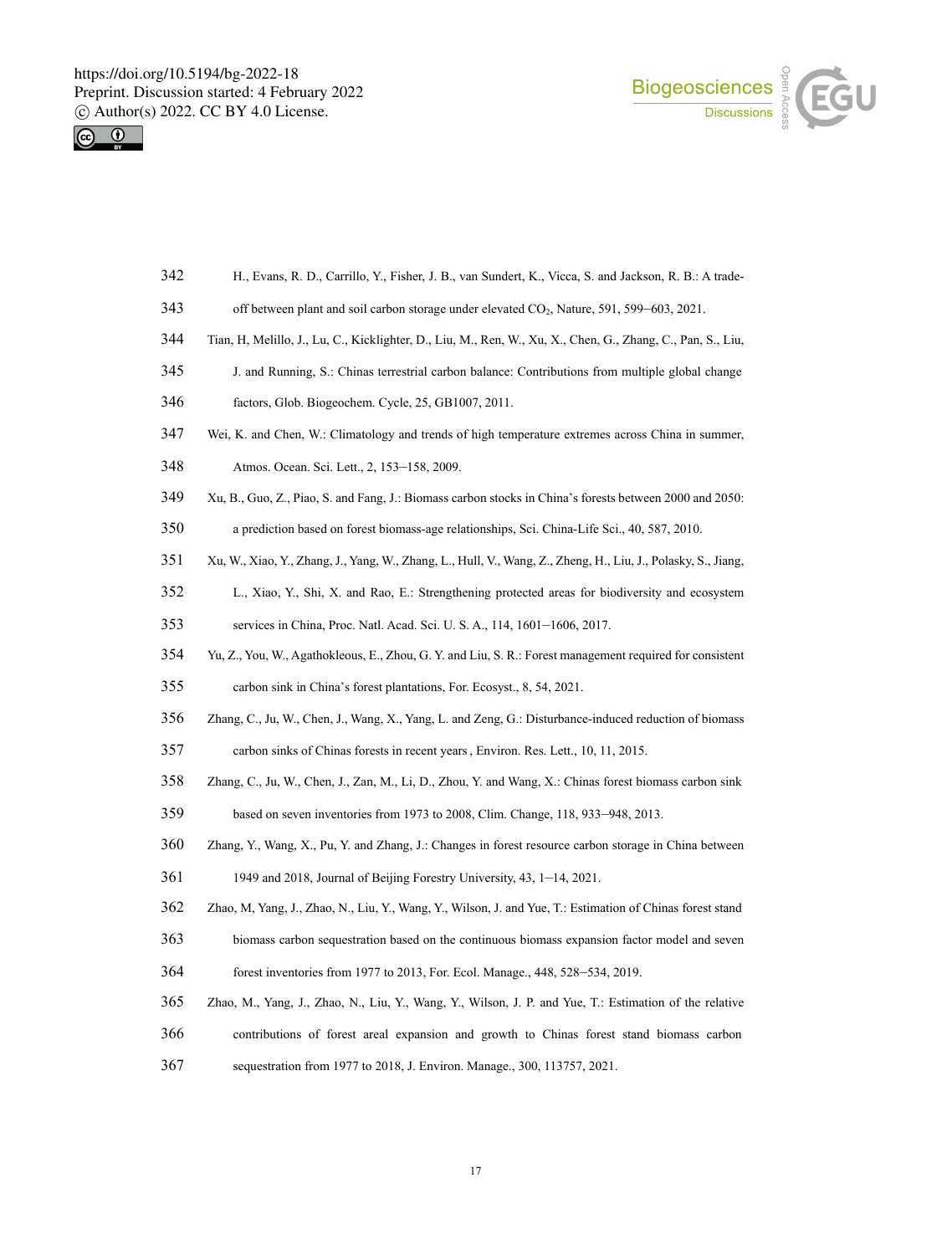342 H., Evans, R. D., Carrillo, Y., Fisher, J. B., van Sundert, K., Vicca, S. and Jackson, R. B.: A trade-
343 off between plant and soil carbon storage under elevated $CO_2$, Nature, 591, 599–603, 2021.
344 Tian, H, Melillo, J., Lu, C., Kicklighter, D., Liu, M., Ren, W., Xu, X., Chen, G., Zhang, C., Pan, S., Liu,
345 J. and Running, S.: Chinas terrestrial carbon balance: Contributions from multiple global change
346 factors, Glob. Biogeochem. Cycle, 25, GB1007, 2011.
347 Wei, K. and Chen, W.: Climatology and trends of high temperature extremes across China in summer,
348 Atmos. Ocean. Sci. Lett., 2, 153–158, 2009.
349 Xu, B., Guo, Z., Piao, S. and Fang, J.: Biomass carbon stocks in China's forests between 2000 and 2050:
350 a prediction based on forest biomass-age relationships, Sci. China-Life Sci., 40, 587, 2010.
351 Xu, W., Xiao, Y., Zhang, J., Yang, W., Zhang, L., Hull, V., Wang, Z., Zheng, H., Liu, J., Polasky, S., Jiang,
352 L., Xiao, Y., Shi, X. and Rao, E.: Strengthening protected areas for biodiversity and ecosystem
353 services in China, Proc. Natl. Acad. Sci. U. S. A., 114, 1601–1606, 2017.
354 Yu, Z., You, W., Agathokleous, E., Zhou, G. Y. and Liu, S. R.: Forest management required for consistent
355 carbon sink in China's forest plantations, For. Ecosyst., 8, 54, 2021.
356 Zhang, C., Ju, W., Chen, J., Wang, X., Yang, L. and Zeng, G.: Disturbance-induced reduction of biomass
357 carbon sinks of Chinas forests in recent years , Environ. Res. Lett., 10, 11, 2015.
358 Zhang, C., Ju, W., Chen, J., Zan, M., Li, D., Zhou, Y. and Wang, X.: Chinas forest biomass carbon sink
359 based on seven inventories from 1973 to 2008, Clim. Change, 118, 933–948, 2013.
360 Zhang, Y., Wang, X., Pu, Y. and Zhang, J.: Changes in forest resource carbon storage in China between
361 1949 and 2018, Journal of Beijing Forestry University, 43, 1–14, 2021.
362 Zhao, M, Yang, J., Zhao, N., Liu, Y., Wang, Y., Wilson, J. and Yue, T.: Estimation of Chinas forest stand
363 biomass carbon sequestration based on the continuous biomass expansion factor model and seven
364 forest inventories from 1977 to 2013, For. Ecol. Manage., 448, 528–534, 2019.
365 Zhao, M., Yang, J., Zhao, N., Liu, Y., Wang, Y., Wilson, J. P. and Yue, T.: Estimation of the relative
366 contributions of forest areal expansion and growth to Chinas forest stand biomass carbon
367 sequestration from 1977 to 2018, J. Environ. Manage., 300, 113757, 2021.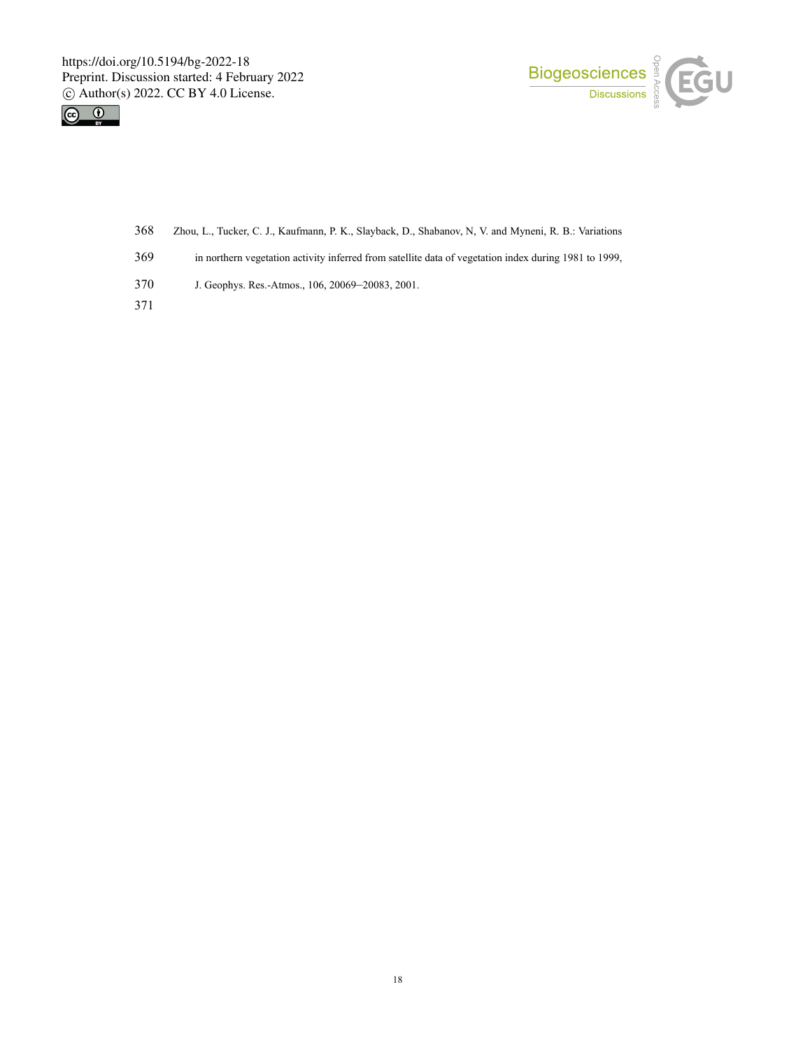Zhou, L., Tucker, C. J., Kaufmann, P. K., Slayback, D., Shabanov, N, V. and Myneni, R. B.: Variations in northern vegetation activity inferred from satellite data of vegetation index during 1981 to 1999, J. Geophys. Res.-Atmos., 106, 20069–20083, 2001.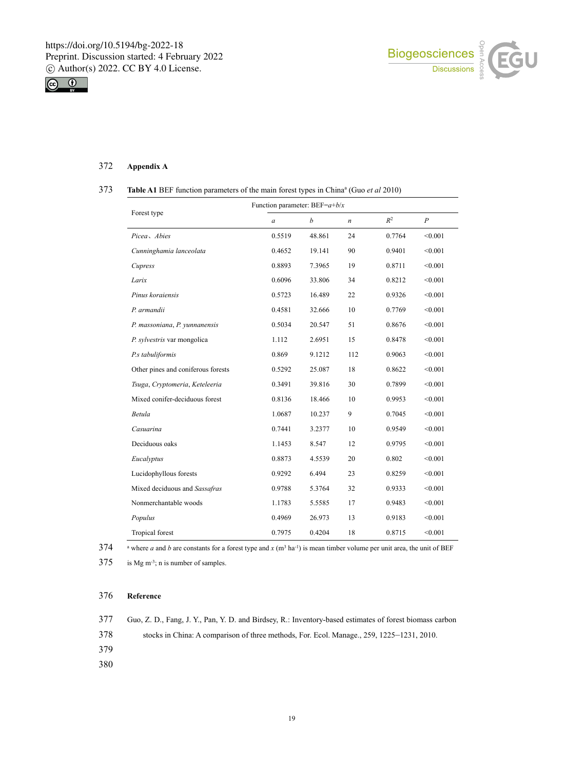## Appendix A

**Table A1** BEF function parameters of the main forest types in China[a] (Guo *et al* 2010)

| Forest type | Function parameter: BEF=$a$+$b$/$x$ | | | | |
|---|---|---|---|---|---|
| | $a$ | $b$ | $n$ | $R^2$ | $P$ |
| *Picea*、*Abies* | 0.5519 | 48.861 | 24 | 0.7764 | <0.001 |
| *Cunninghamia lanceolata* | 0.4652 | 19.141 | 90 | 0.9401 | <0.001 |
| *Cupress* | 0.8893 | 7.3965 | 19 | 0.8711 | <0.001 |
| *Larix* | 0.6096 | 33.806 | 34 | 0.8212 | <0.001 |
| *Pinus koraiensis* | 0.5723 | 16.489 | 22 | 0.9326 | <0.001 |
| *P. armandii* | 0.4581 | 32.666 | 10 | 0.7769 | <0.001 |
| *P. massoniana*, *P. yunnanensis* | 0.5034 | 20.547 | 51 | 0.8676 | <0.001 |
| *P. sylvestris* var mongolica | 1.112 | 2.6951 | 15 | 0.8478 | <0.001 |
| *P.s tabuliformis* | 0.869 | 9.1212 | 112 | 0.9063 | <0.001 |
| Other pines and coniferous forests | 0.5292 | 25.087 | 18 | 0.8622 | <0.001 |
| *Tsuga*, *Cryptomeria*, *Keteleeria* | 0.3491 | 39.816 | 30 | 0.7899 | <0.001 |
| Mixed conifer-deciduous forest | 0.8136 | 18.466 | 10 | 0.9953 | <0.001 |
| *Betula* | 1.0687 | 10.237 | 9 | 0.7045 | <0.001 |
| *Casuarina* | 0.7441 | 3.2377 | 10 | 0.9549 | <0.001 |
| Deciduous oaks | 1.1453 | 8.547 | 12 | 0.9795 | <0.001 |
| *Eucalyptus* | 0.8873 | 4.5539 | 20 | 0.802 | <0.001 |
| Lucidophyllous forests | 0.9292 | 6.494 | 23 | 0.8259 | <0.001 |
| Mixed deciduous and *Sassafras* | 0.9788 | 5.3764 | 32 | 0.9333 | <0.001 |
| Nonmerchantable woods | 1.1783 | 5.5585 | 17 | 0.9483 | <0.001 |
| *Populus* | 0.4969 | 26.973 | 13 | 0.9183 | <0.001 |
| Tropical forest | 0.7975 | 0.4204 | 18 | 0.8715 | <0.001 |

[a] where $a$ and $b$ are constants for a forest type and $x$ ($m^3$ $ha^{-1}$) is mean timber volume per unit area, the unit of BEF is Mg $m^{-3}$; n is number of samples.

## Reference

Guo, Z. D., Fang, J. Y., Pan, Y. D. and Birdsey, R.: Inventory-based estimates of forest biomass carbon stocks in China: A comparison of three methods, For. Ecol. Manage., 259, 1225–1231, 2010.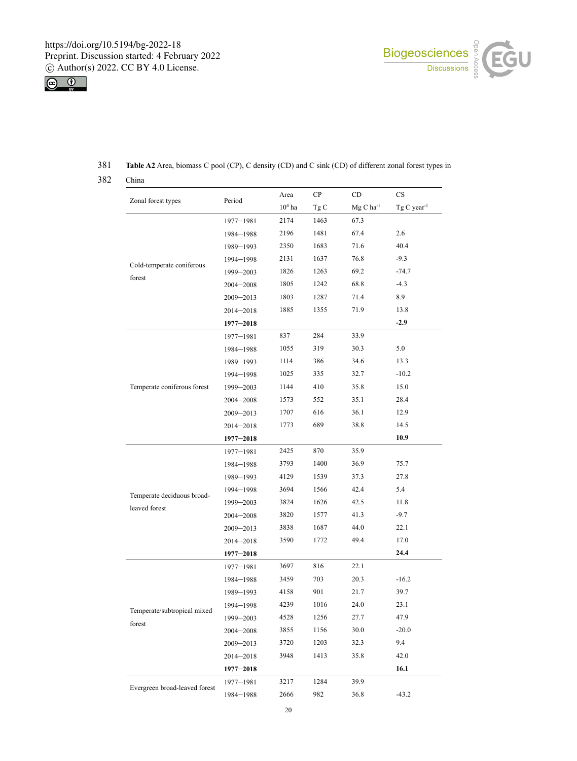**Table A2** Area, biomass C pool (CP), C density (CD) and C sink (CD) of different zonal forest types in China

| Zonal forest types | Period | Area<br>$10^4$ ha | CP<br>Tg C | CD<br>Mg C ha$^{-1}$ | CS<br>Tg C year$^{-1}$ |
|---|---|---|---|---|---|
| Cold-temperate coniferous forest | 1977–1981 | 2174 | 1463 | 67.3 | |
| | 1984–1988 | 2196 | 1481 | 67.4 | 2.6 |
| | 1989–1993 | 2350 | 1683 | 71.6 | 40.4 |
| | 1994–1998 | 2131 | 1637 | 76.8 | -9.3 |
| | 1999–2003 | 1826 | 1263 | 69.2 | -74.7 |
| | 2004–2008 | 1805 | 1242 | 68.8 | -4.3 |
| | 2009–2013 | 1803 | 1287 | 71.4 | 8.9 |
| | 2014–2018 | 1885 | 1355 | 71.9 | 13.8 |
| | **1977–2018** | | | | **-2.9** |
| Temperate coniferous forest | 1977–1981 | 837 | 284 | 33.9 | |
| | 1984–1988 | 1055 | 319 | 30.3 | 5.0 |
| | 1989–1993 | 1114 | 386 | 34.6 | 13.3 |
| | 1994–1998 | 1025 | 335 | 32.7 | -10.2 |
| | 1999–2003 | 1144 | 410 | 35.8 | 15.0 |
| | 2004–2008 | 1573 | 552 | 35.1 | 28.4 |
| | 2009–2013 | 1707 | 616 | 36.1 | 12.9 |
| | 2014–2018 | 1773 | 689 | 38.8 | 14.5 |
| | **1977–2018** | | | | **10.9** |
| Temperate deciduous broad-leaved forest | 1977–1981 | 2425 | 870 | 35.9 | |
| | 1984–1988 | 3793 | 1400 | 36.9 | 75.7 |
| | 1989–1993 | 4129 | 1539 | 37.3 | 27.8 |
| | 1994–1998 | 3694 | 1566 | 42.4 | 5.4 |
| | 1999–2003 | 3824 | 1626 | 42.5 | 11.8 |
| | 2004–2008 | 3820 | 1577 | 41.3 | -9.7 |
| | 2009–2013 | 3838 | 1687 | 44.0 | 22.1 |
| | 2014–2018 | 3590 | 1772 | 49.4 | 17.0 |
| | **1977–2018** | | | | **24.4** |
| Temperate/subtropical mixed forest | 1977–1981 | 3697 | 816 | 22.1 | |
| | 1984–1988 | 3459 | 703 | 20.3 | -16.2 |
| | 1989–1993 | 4158 | 901 | 21.7 | 39.7 |
| | 1994–1998 | 4239 | 1016 | 24.0 | 23.1 |
| | 1999–2003 | 4528 | 1256 | 27.7 | 47.9 |
| | 2004–2008 | 3855 | 1156 | 30.0 | -20.0 |
| | 2009–2013 | 3720 | 1203 | 32.3 | 9.4 |
| | 2014–2018 | 3948 | 1413 | 35.8 | 42.0 |
| | **1977–2018** | | | | **16.1** |
| Evergreen broad-leaved forest | 1977–1981 | 3217 | 1284 | 39.9 | |
| | 1984–1988 | 2666 | 982 | 36.8 | -43.2 |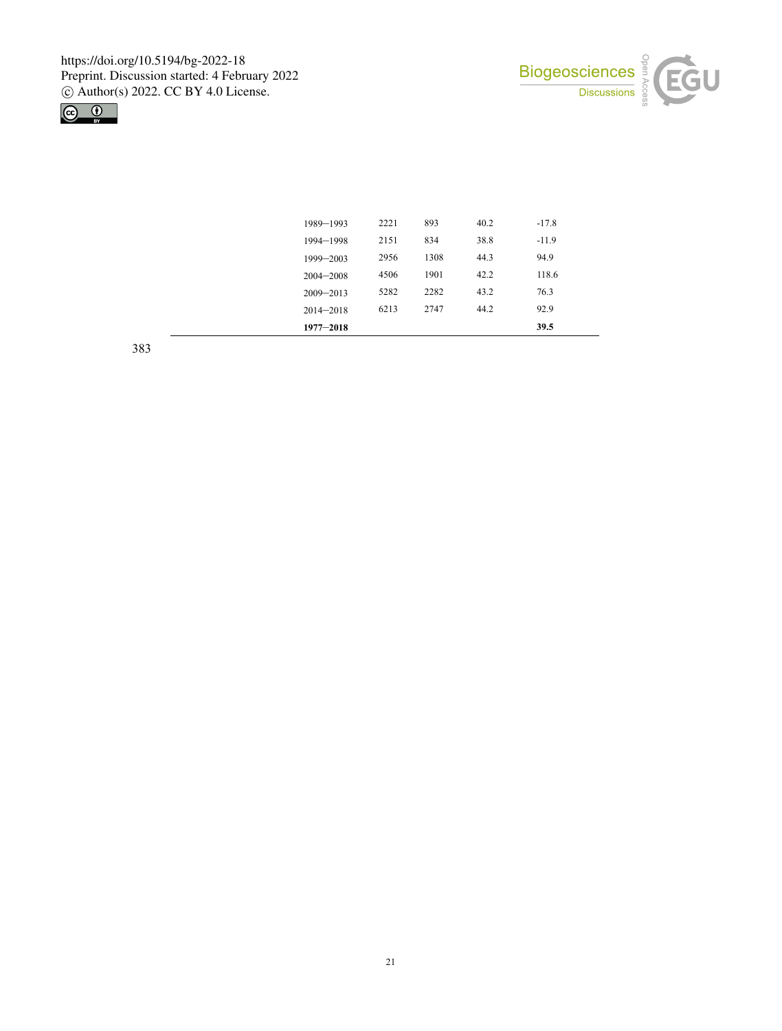| | | | | |
|---|---|---|---|---|
| 1989–1993 | 2221 | 893 | 40.2 | -17.8 |
| 1994–1998 | 2151 | 834 | 38.8 | -11.9 |
| 1999–2003 | 2956 | 1308 | 44.3 | 94.9 |
| 2004–2008 | 4506 | 1901 | 42.2 | 118.6 |
| 2009–2013 | 5282 | 2282 | 43.2 | 76.3 |
| 2014–2018 | 6213 | 2747 | 44.2 | 92.9 |
| **1977–2018** | | | | **39.5** |

383